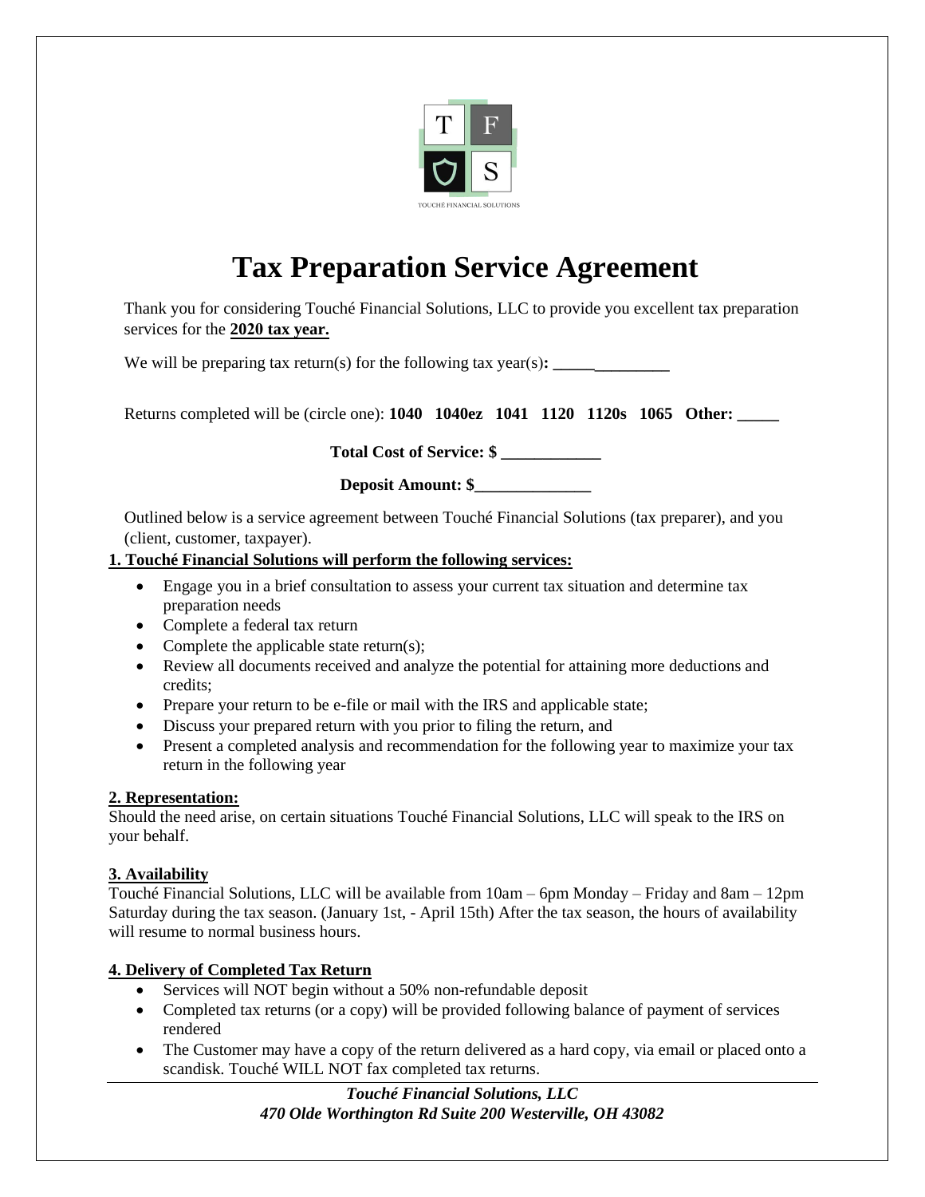# Tax Preparation Service Agreement

Thank you for considering Touché Financial Solutions, LLC to provide you excellent tax preparation services for the **2020 tax year.**

We will be preparing tax return(s) for the following tax year(s)**: ______________**

Returns completed will be (circle one): **1040 1040ez 1041 1120 1120s 1065 Other: _____**

**Total Cost of Service: $ ____________**

**Deposit Amount: $______________**

Outlined below is a service agreement between Touché Financial Solutions (tax preparer), and you (client, customer, taxpayer).

**1. Touché Financial Solutions will perform the following services:**

- Engage you in a brief consultation to assess your current tax situation and determine tax preparation needs
- Complete a federal tax return
- Complete the applicable state return(s);
- Review all documents received and analyze the potential for attaining more deductions and credits;
- Prepare your return to be e-file or mail with the IRS and applicable state;
- Discuss your prepared return with you prior to filing the return, and
- Present a completed analysis and recommendation for the following year to maximize your tax return in the following year

**2. Representation:**

Should the need arise, on certain situations Touché Financial Solutions, LLC will speak to the IRS on your behalf.

**3. Availability**

Touché Financial Solutions, LLC will be available from 10am – 6pm Monday – Friday and 8am – 12pm Saturday during the tax season. (January 1st, - April 15th) After the tax season, the hours of availability will resume to normal business hours.

**4. Delivery of Completed Tax Return**

- Services will NOT begin without a 50% non-refundable deposit
- Completed tax returns (or a copy) will be provided following balance of payment of services rendered
- The Customer may have a copy of the return delivered as a hard copy, via email or placed onto a scandisk. Touché WILL NOT fax completed tax returns.

*Touché Financial Solutions, LLC*
*470 Olde Worthington Rd Suite 200 Westerville, OH 43082*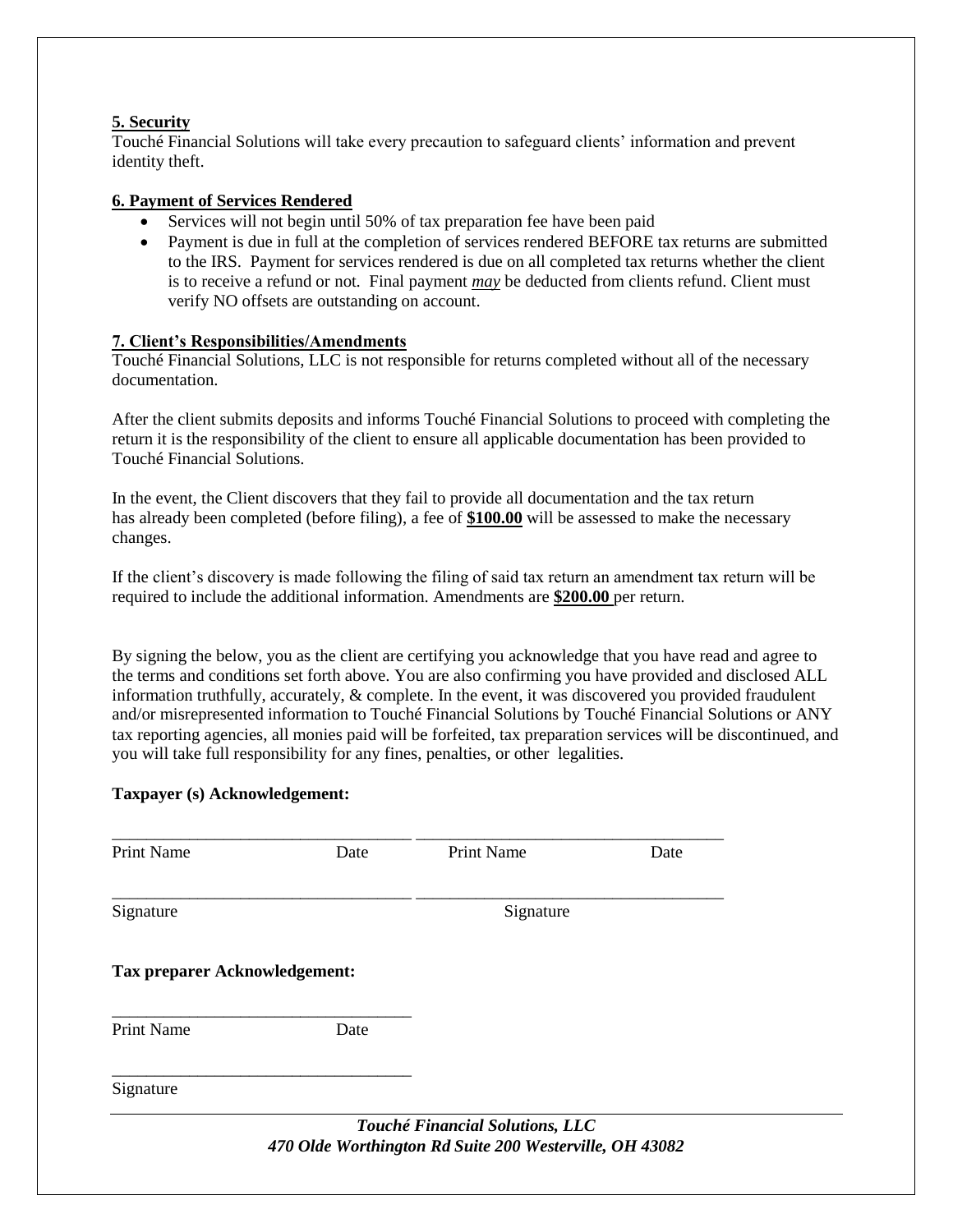**5. Security**

Touché Financial Solutions will take every precaution to safeguard clients' information and prevent identity theft.

**6. Payment of Services Rendered**

- Services will not begin until 50% of tax preparation fee have been paid
- Payment is due in full at the completion of services rendered BEFORE tax returns are submitted to the IRS. Payment for services rendered is due on all completed tax returns whether the client is to receive a refund or not. Final payment ***may*** be deducted from clients refund. Client must verify NO offsets are outstanding on account.

**7. Client's Responsibilities/Amendments**

Touché Financial Solutions, LLC is not responsible for returns completed without all of the necessary documentation.

After the client submits deposits and informs Touché Financial Solutions to proceed with completing the return it is the responsibility of the client to ensure all applicable documentation has been provided to Touché Financial Solutions.

In the event, the Client discovers that they fail to provide all documentation and the tax return has already been completed (before filing), a fee of **$100.00** will be assessed to make the necessary changes.

If the client's discovery is made following the filing of said tax return an amendment tax return will be required to include the additional information. Amendments are **$200.00** per return.

By signing the below, you as the client are certifying you acknowledge that you have read and agree to the terms and conditions set forth above. You are also confirming you have provided and disclosed ALL information truthfully, accurately, & complete. In the event, it was discovered you provided fraudulent and/or misrepresented information to Touché Financial Solutions by Touché Financial Solutions or ANY tax reporting agencies, all monies paid will be forfeited, tax preparation services will be discontinued, and you will take full responsibility for any fines, penalties, or other legalities.

**Taxpayer (s) Acknowledgement:**

\_\_\_\_\_\_\_\_\_\_\_\_\_\_\_\_\_\_\_\_\_\_\_\_\_\_\_\_\_\_\_\_\_\_\_ \_\_\_\_\_\_\_\_\_\_\_\_\_\_\_\_\_\_\_\_\_\_\_\_\_\_\_\_\_\_\_\_\_\_\_
Print Name Date Print Name Date

\_\_\_\_\_\_\_\_\_\_\_\_\_\_\_\_\_\_\_\_\_\_\_\_\_\_\_\_\_\_\_\_\_\_\_ \_\_\_\_\_\_\_\_\_\_\_\_\_\_\_\_\_\_\_\_\_\_\_\_\_\_\_\_\_\_\_\_\_\_\_
Signature Signature

**Tax preparer Acknowledgement:**

\_\_\_\_\_\_\_\_\_\_\_\_\_\_\_\_\_\_\_\_\_\_\_\_\_\_\_\_\_\_\_\_\_\_\_
Print Name Date

\_\_\_\_\_\_\_\_\_\_\_\_\_\_\_\_\_\_\_\_\_\_\_\_\_\_\_\_\_\_\_\_\_\_\_
Signature

***Touché Financial Solutions, LLC***
***470 Olde Worthington Rd Suite 200 Westerville, OH 43082***